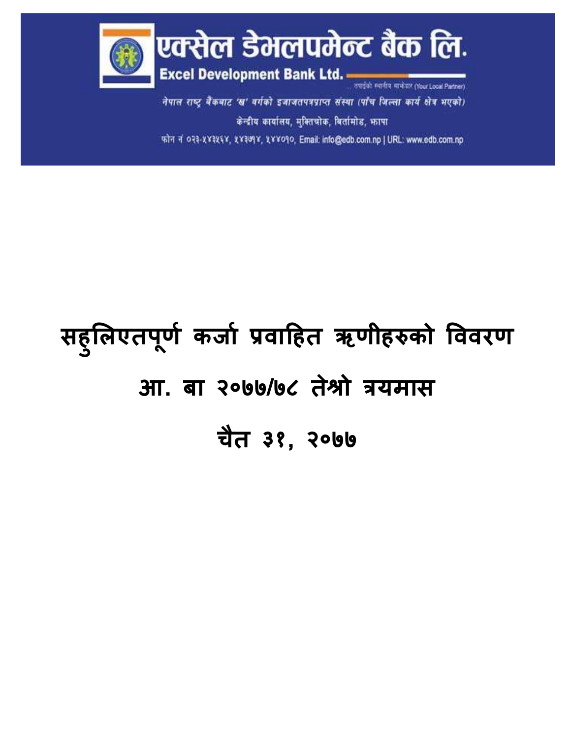एक्सेल डेभलपमेन्ट बैंक लि.

Excel Development Bank Ltd.

तपाईंको स्थानीय साझेदार (Your Local Partner)

नेपाल राष्ट्र बैंकबाट 'ख' वर्गको इजाजतपत्रप्राप्त संस्था (पाँच जिल्ला कार्य क्षेत्र भएको)

केन्द्रीय कार्यालय, मुक्तिचोक, बिर्तामोड, झापा

फोन नं ०२३-५४३५६४, ५४३७१४, ५४४०१०, Email: info@edb.com.np | URL: www.edb.com.np

# सहुलिएतपूर्ण कर्जा प्रवाहित ऋणीहरुको विवरण

# आ. बा २०७७/७८ तेश्रो त्रयमास

# चैत ३१, २०७७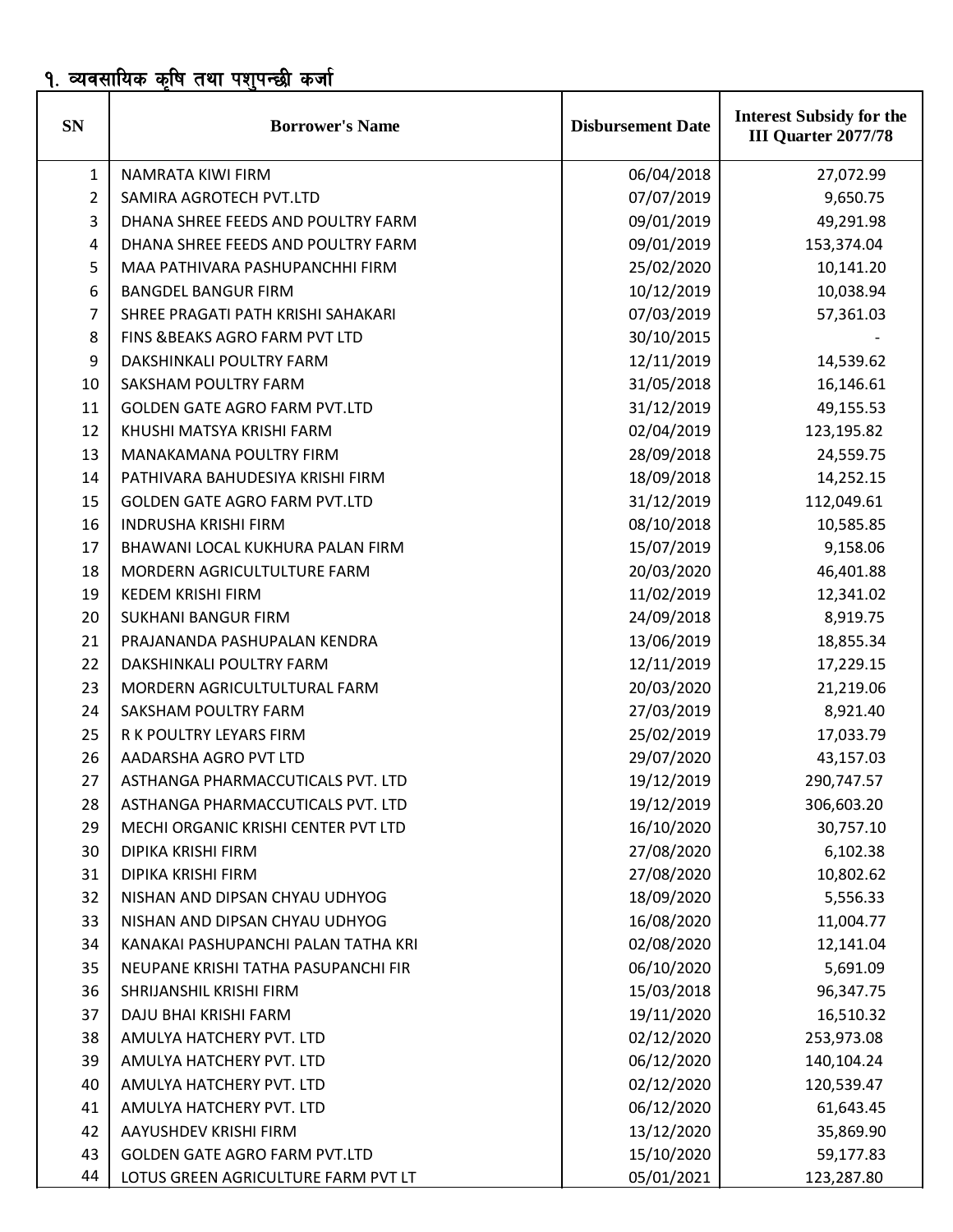## १. व्यवसायिक कृषि तथा पशुपन्छी कर्जा

| SN | Borrower's Name | Disbursement Date | Interest Subsidy for the III Quarter 2077/78 |
|---|---|---|---|
| 1 | NAMRATA KIWI FIRM | 06/04/2018 | 27,072.99 |
| 2 | SAMIRA AGROTECH PVT.LTD | 07/07/2019 | 9,650.75 |
| 3 | DHANA SHREE FEEDS AND POULTRY FARM | 09/01/2019 | 49,291.98 |
| 4 | DHANA SHREE FEEDS AND POULTRY FARM | 09/01/2019 | 153,374.04 |
| 5 | MAA PATHIVARA PASHUPANCHHI FIRM | 25/02/2020 | 10,141.20 |
| 6 | BANGDEL BANGUR FIRM | 10/12/2019 | 10,038.94 |
| 7 | SHREE PRAGATI PATH KRISHI SAHAKARI | 07/03/2019 | 57,361.03 |
| 8 | FINS &BEAKS AGRO FARM PVT LTD | 30/10/2015 | - |
| 9 | DAKSHINKALI POULTRY FARM | 12/11/2019 | 14,539.62 |
| 10 | SAKSHAM POULTRY FARM | 31/05/2018 | 16,146.61 |
| 11 | GOLDEN GATE AGRO FARM PVT.LTD | 31/12/2019 | 49,155.53 |
| 12 | KHUSHI MATSYA KRISHI FARM | 02/04/2019 | 123,195.82 |
| 13 | MANAKAMANA POULTRY FIRM | 28/09/2018 | 24,559.75 |
| 14 | PATHIVARA BAHUDESIYA KRISHI FIRM | 18/09/2018 | 14,252.15 |
| 15 | GOLDEN GATE AGRO FARM PVT.LTD | 31/12/2019 | 112,049.61 |
| 16 | INDRUSHA KRISHI FIRM | 08/10/2018 | 10,585.85 |
| 17 | BHAWANI LOCAL KUKHURA PALAN FIRM | 15/07/2019 | 9,158.06 |
| 18 | MORDERN AGRICULTULTURE FARM | 20/03/2020 | 46,401.88 |
| 19 | KEDEM KRISHI FIRM | 11/02/2019 | 12,341.02 |
| 20 | SUKHANI BANGUR FIRM | 24/09/2018 | 8,919.75 |
| 21 | PRAJANANDA PASHUPALAN KENDRA | 13/06/2019 | 18,855.34 |
| 22 | DAKSHINKALI POULTRY FARM | 12/11/2019 | 17,229.15 |
| 23 | MORDERN AGRICULTULTURAL FARM | 20/03/2020 | 21,219.06 |
| 24 | SAKSHAM POULTRY FARM | 27/03/2019 | 8,921.40 |
| 25 | R K POULTRY LEYARS FIRM | 25/02/2019 | 17,033.79 |
| 26 | AADARSHA AGRO PVT LTD | 29/07/2020 | 43,157.03 |
| 27 | ASTHANGA PHARMACCUTICALS PVT. LTD | 19/12/2019 | 290,747.57 |
| 28 | ASTHANGA PHARMACCUTICALS PVT. LTD | 19/12/2019 | 306,603.20 |
| 29 | MECHI ORGANIC KRISHI CENTER PVT LTD | 16/10/2020 | 30,757.10 |
| 30 | DIPIKA KRISHI FIRM | 27/08/2020 | 6,102.38 |
| 31 | DIPIKA KRISHI FIRM | 27/08/2020 | 10,802.62 |
| 32 | NISHAN AND DIPSAN CHYAU UDHYOG | 18/09/2020 | 5,556.33 |
| 33 | NISHAN AND DIPSAN CHYAU UDHYOG | 16/08/2020 | 11,004.77 |
| 34 | KANAKAI PASHUPANCHI PALAN TATHA KRI | 02/08/2020 | 12,141.04 |
| 35 | NEUPANE KRISHI TATHA PASUPANCHI FIR | 06/10/2020 | 5,691.09 |
| 36 | SHRIJANSHIL KRISHI FIRM | 15/03/2018 | 96,347.75 |
| 37 | DAJU BHAI KRISHI FARM | 19/11/2020 | 16,510.32 |
| 38 | AMULYA HATCHERY PVT. LTD | 02/12/2020 | 253,973.08 |
| 39 | AMULYA HATCHERY PVT. LTD | 06/12/2020 | 140,104.24 |
| 40 | AMULYA HATCHERY PVT. LTD | 02/12/2020 | 120,539.47 |
| 41 | AMULYA HATCHERY PVT. LTD | 06/12/2020 | 61,643.45 |
| 42 | AAYUSHDEV KRISHI FIRM | 13/12/2020 | 35,869.90 |
| 43 | GOLDEN GATE AGRO FARM PVT.LTD | 15/10/2020 | 59,177.83 |
| 44 | LOTUS GREEN AGRICULTURE FARM PVT LT | 05/01/2021 | 123,287.80 |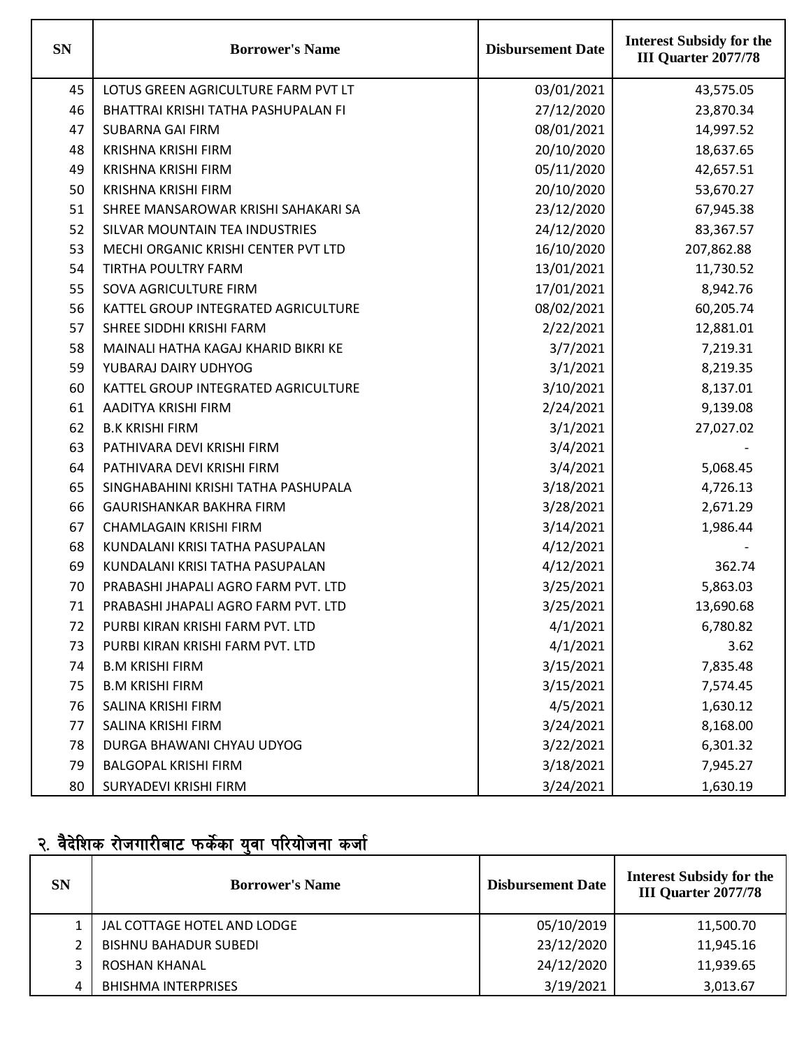| SN | Borrower's Name | Disbursement Date | Interest Subsidy for the III Quarter 2077/78 |
|---|---|---|---|
| 45 | LOTUS GREEN AGRICULTURE FARM PVT LT | 03/01/2021 | 43,575.05 |
| 46 | BHATTRAI KRISHI TATHA PASHUPALAN FI | 27/12/2020 | 23,870.34 |
| 47 | SUBARNA GAI FIRM | 08/01/2021 | 14,997.52 |
| 48 | KRISHNA KRISHI FIRM | 20/10/2020 | 18,637.65 |
| 49 | KRISHNA KRISHI FIRM | 05/11/2020 | 42,657.51 |
| 50 | KRISHNA KRISHI FIRM | 20/10/2020 | 53,670.27 |
| 51 | SHREE MANSAROWAR KRISHI SAHAKARI SA | 23/12/2020 | 67,945.38 |
| 52 | SILVAR MOUNTAIN TEA INDUSTRIES | 24/12/2020 | 83,367.57 |
| 53 | MECHI ORGANIC KRISHI CENTER PVT LTD | 16/10/2020 | 207,862.88 |
| 54 | TIRTHA POULTRY FARM | 13/01/2021 | 11,730.52 |
| 55 | SOVA AGRICULTURE FIRM | 17/01/2021 | 8,942.76 |
| 56 | KATTEL GROUP INTEGRATED AGRICULTURE | 08/02/2021 | 60,205.74 |
| 57 | SHREE SIDDHI KRISHI FARM | 2/22/2021 | 12,881.01 |
| 58 | MAINALI HATHA KAGAJ KHARID BIKRI KE | 3/7/2021 | 7,219.31 |
| 59 | YUBARAJ DAIRY UDHYOG | 3/1/2021 | 8,219.35 |
| 60 | KATTEL GROUP INTEGRATED AGRICULTURE | 3/10/2021 | 8,137.01 |
| 61 | AADITYA KRISHI FIRM | 2/24/2021 | 9,139.08 |
| 62 | B.K KRISHI FIRM | 3/1/2021 | 27,027.02 |
| 63 | PATHIVARA DEVI KRISHI FIRM | 3/4/2021 | - |
| 64 | PATHIVARA DEVI KRISHI FIRM | 3/4/2021 | 5,068.45 |
| 65 | SINGHABAHINI KRISHI TATHA PASHUPALA | 3/18/2021 | 4,726.13 |
| 66 | GAURISHANKAR BAKHRA FIRM | 3/28/2021 | 2,671.29 |
| 67 | CHAMLAGAIN KRISHI FIRM | 3/14/2021 | 1,986.44 |
| 68 | KUNDALANI KRISI TATHA PASUPALAN | 4/12/2021 | - |
| 69 | KUNDALANI KRISI TATHA PASUPALAN | 4/12/2021 | 362.74 |
| 70 | PRABASHI JHAPALI AGRO FARM PVT. LTD | 3/25/2021 | 5,863.03 |
| 71 | PRABASHI JHAPALI AGRO FARM PVT. LTD | 3/25/2021 | 13,690.68 |
| 72 | PURBI KIRAN KRISHI FARM PVT. LTD | 4/1/2021 | 6,780.82 |
| 73 | PURBI KIRAN KRISHI FARM PVT. LTD | 4/1/2021 | 3.62 |
| 74 | B.M KRISHI FIRM | 3/15/2021 | 7,835.48 |
| 75 | B.M KRISHI FIRM | 3/15/2021 | 7,574.45 |
| 76 | SALINA KRISHI FIRM | 4/5/2021 | 1,630.12 |
| 77 | SALINA KRISHI FIRM | 3/24/2021 | 8,168.00 |
| 78 | DURGA BHAWANI CHYAU UDYOG | 3/22/2021 | 6,301.32 |
| 79 | BALGOPAL KRISHI FIRM | 3/18/2021 | 7,945.27 |
| 80 | SURYADEVI KRISHI FIRM | 3/24/2021 | 1,630.19 |

## २. वैदेशिक रोजगारीबाट फर्केका युवा परियोजना कर्जा

| SN | Borrower's Name | Disbursement Date | Interest Subsidy for the III Quarter 2077/78 |
|---|---|---|---|
| 1 | JAL COTTAGE HOTEL AND LODGE | 05/10/2019 | 11,500.70 |
| 2 | BISHNU BAHADUR SUBEDI | 23/12/2020 | 11,945.16 |
| 3 | ROSHAN KHANAL | 24/12/2020 | 11,939.65 |
| 4 | BHISHMA INTERPRISES | 3/19/2021 | 3,013.67 |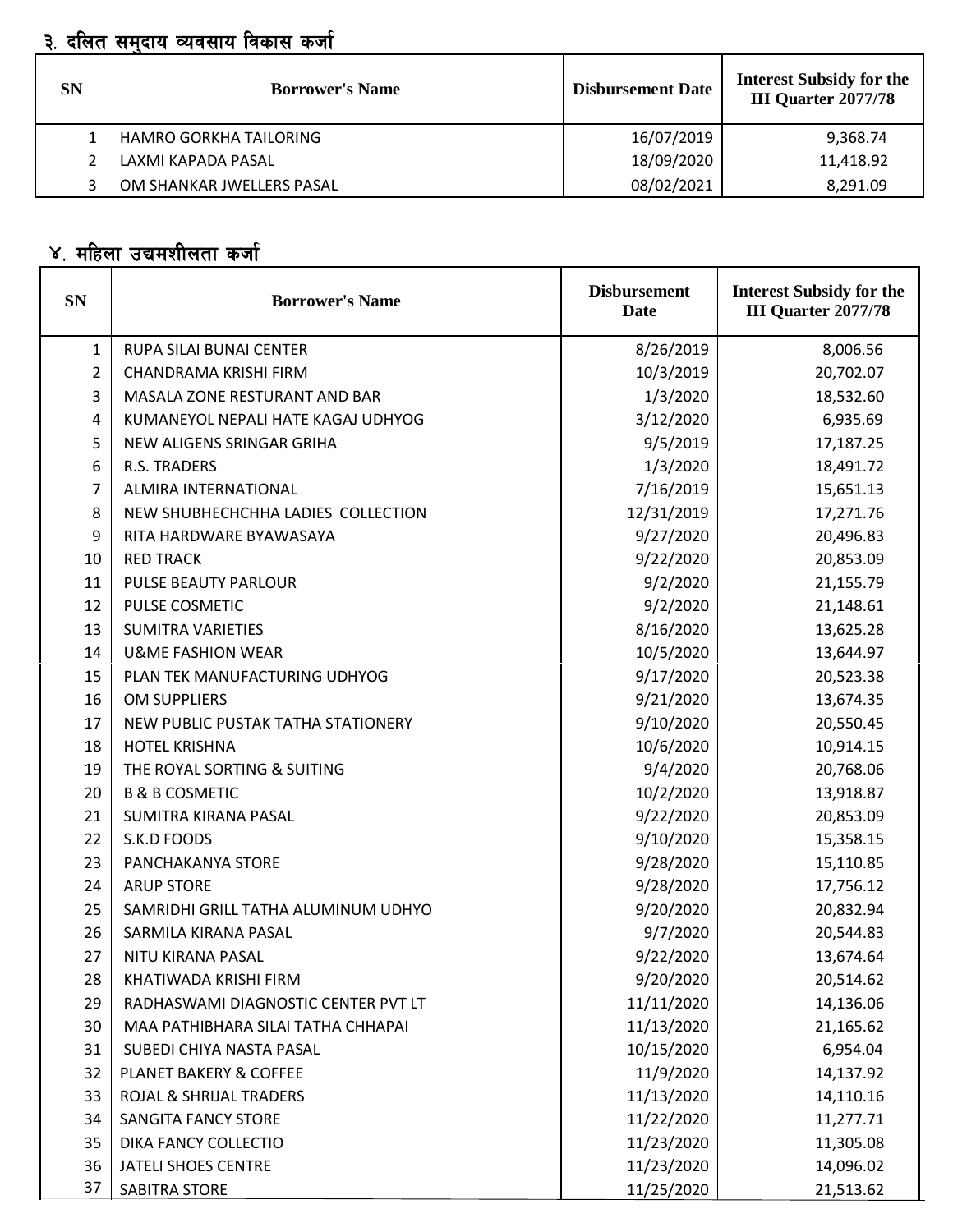## ३. दलित समुदाय व्यवसाय विकास कर्जा

| SN | Borrower's Name | Disbursement Date | Interest Subsidy for the III Quarter 2077/78 |
|---|---|---|---|
| 1 | HAMRO GORKHA TAILORING | 16/07/2019 | 9,368.74 |
| 2 | LAXMI KAPADA PASAL | 18/09/2020 | 11,418.92 |
| 3 | OM SHANKAR JWELLERS PASAL | 08/02/2021 | 8,291.09 |

## ४. महिला उद्यमशीलता कर्जा

| SN | Borrower's Name | Disbursement Date | Interest Subsidy for the III Quarter 2077/78 |
|---|---|---|---|
| 1 | RUPA SILAI BUNAI CENTER | 8/26/2019 | 8,006.56 |
| 2 | CHANDRAMA KRISHI FIRM | 10/3/2019 | 20,702.07 |
| 3 | MASALA ZONE RESTURANT AND BAR | 1/3/2020 | 18,532.60 |
| 4 | KUMANEYOL NEPALI HATE KAGAJ UDHYOG | 3/12/2020 | 6,935.69 |
| 5 | NEW ALIGENS SRINGAR GRIHA | 9/5/2019 | 17,187.25 |
| 6 | R.S. TRADERS | 1/3/2020 | 18,491.72 |
| 7 | ALMIRA INTERNATIONAL | 7/16/2019 | 15,651.13 |
| 8 | NEW SHUBHECHCHHA LADIES COLLECTION | 12/31/2019 | 17,271.76 |
| 9 | RITA HARDWARE BYAWASAYA | 9/27/2020 | 20,496.83 |
| 10 | RED TRACK | 9/22/2020 | 20,853.09 |
| 11 | PULSE BEAUTY PARLOUR | 9/2/2020 | 21,155.79 |
| 12 | PULSE COSMETIC | 9/2/2020 | 21,148.61 |
| 13 | SUMITRA VARIETIES | 8/16/2020 | 13,625.28 |
| 14 | U&ME FASHION WEAR | 10/5/2020 | 13,644.97 |
| 15 | PLAN TEK MANUFACTURING UDHYOG | 9/17/2020 | 20,523.38 |
| 16 | OM SUPPLIERS | 9/21/2020 | 13,674.35 |
| 17 | NEW PUBLIC PUSTAK TATHA STATIONERY | 9/10/2020 | 20,550.45 |
| 18 | HOTEL KRISHNA | 10/6/2020 | 10,914.15 |
| 19 | THE ROYAL SORTING & SUITING | 9/4/2020 | 20,768.06 |
| 20 | B & B COSMETIC | 10/2/2020 | 13,918.87 |
| 21 | SUMITRA KIRANA PASAL | 9/22/2020 | 20,853.09 |
| 22 | S.K.D FOODS | 9/10/2020 | 15,358.15 |
| 23 | PANCHAKANYA STORE | 9/28/2020 | 15,110.85 |
| 24 | ARUP STORE | 9/28/2020 | 17,756.12 |
| 25 | SAMRIDHI GRILL TATHA ALUMINUM UDHYO | 9/20/2020 | 20,832.94 |
| 26 | SARMILA KIRANA PASAL | 9/7/2020 | 20,544.83 |
| 27 | NITU KIRANA PASAL | 9/22/2020 | 13,674.64 |
| 28 | KHATIWADA KRISHI FIRM | 9/20/2020 | 20,514.62 |
| 29 | RADHASWAMI DIAGNOSTIC CENTER PVT LT | 11/11/2020 | 14,136.06 |
| 30 | MAA PATHIBHARA SILAI TATHA CHHAPAI | 11/13/2020 | 21,165.62 |
| 31 | SUBEDI CHIYA NASTA PASAL | 10/15/2020 | 6,954.04 |
| 32 | PLANET BAKERY & COFFEE | 11/9/2020 | 14,137.92 |
| 33 | ROJAL & SHRIJAL TRADERS | 11/13/2020 | 14,110.16 |
| 34 | SANGITA FANCY STORE | 11/22/2020 | 11,277.71 |
| 35 | DIKA FANCY COLLECTIO | 11/23/2020 | 11,305.08 |
| 36 | JATELI SHOES CENTRE | 11/23/2020 | 14,096.02 |
| 37 | SABITRA STORE | 11/25/2020 | 21,513.62 |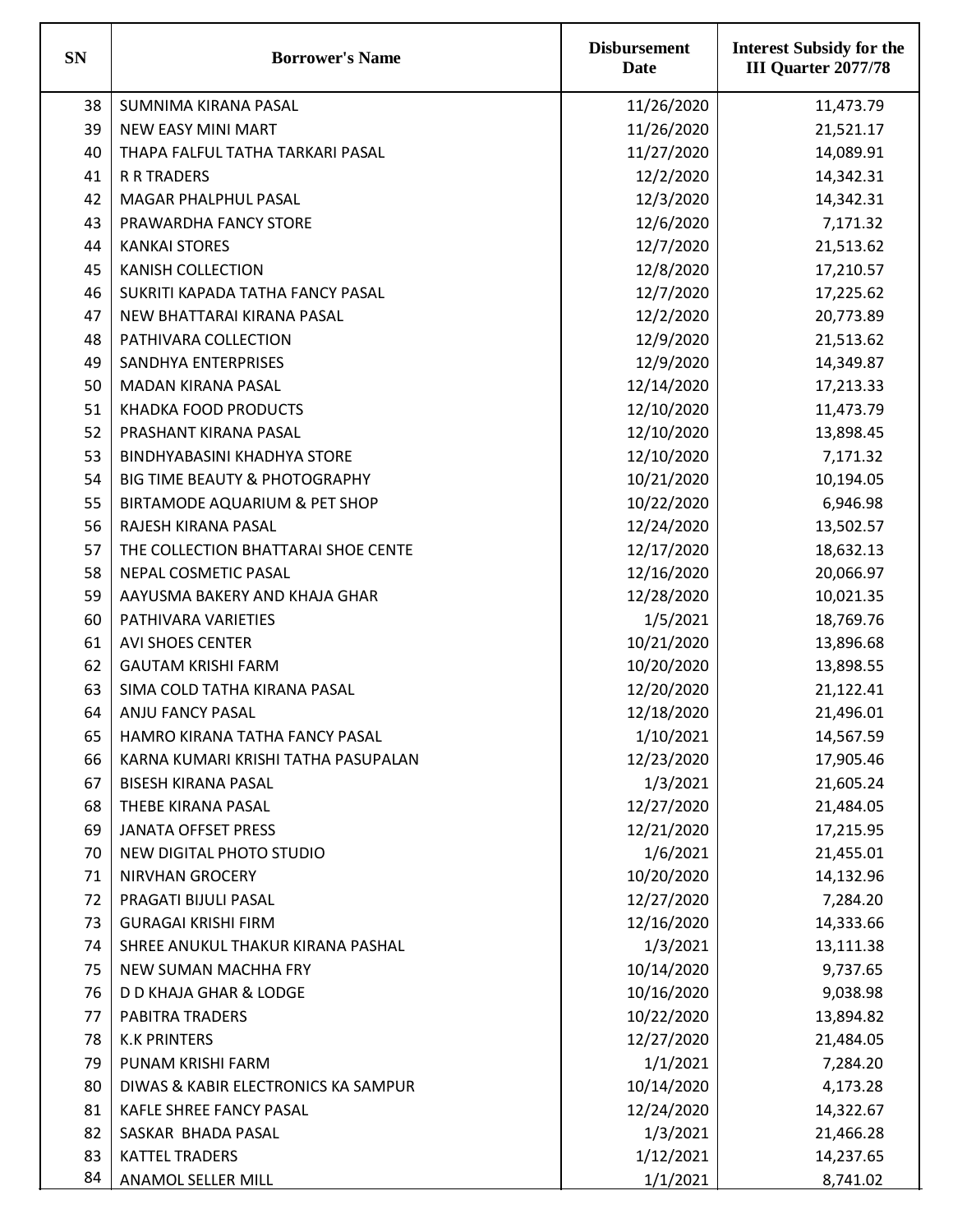| SN | Borrower's Name | Disbursement Date | Interest Subsidy for the III Quarter 2077/78 |
| --- | --- | --- | --- |
| 38 | SUMNIMA KIRANA PASAL | 11/26/2020 | 11,473.79 |
| 39 | NEW EASY MINI MART | 11/26/2020 | 21,521.17 |
| 40 | THAPA FALFUL TATHA TARKARI PASAL | 11/27/2020 | 14,089.91 |
| 41 | R R TRADERS | 12/2/2020 | 14,342.31 |
| 42 | MAGAR PHALPHUL PASAL | 12/3/2020 | 14,342.31 |
| 43 | PRAWARDHA FANCY STORE | 12/6/2020 | 7,171.32 |
| 44 | KANKAI STORES | 12/7/2020 | 21,513.62 |
| 45 | KANISH COLLECTION | 12/8/2020 | 17,210.57 |
| 46 | SUKRITI KAPADA TATHA FANCY PASAL | 12/7/2020 | 17,225.62 |
| 47 | NEW BHATTARAI KIRANA PASAL | 12/2/2020 | 20,773.89 |
| 48 | PATHIVARA COLLECTION | 12/9/2020 | 21,513.62 |
| 49 | SANDHYA ENTERPRISES | 12/9/2020 | 14,349.87 |
| 50 | MADAN KIRANA PASAL | 12/14/2020 | 17,213.33 |
| 51 | KHADKA FOOD PRODUCTS | 12/10/2020 | 11,473.79 |
| 52 | PRASHANT KIRANA PASAL | 12/10/2020 | 13,898.45 |
| 53 | BINDHYABASINI KHADHYA STORE | 12/10/2020 | 7,171.32 |
| 54 | BIG TIME BEAUTY & PHOTOGRAPHY | 10/21/2020 | 10,194.05 |
| 55 | BIRTAMODE AQUARIUM & PET SHOP | 10/22/2020 | 6,946.98 |
| 56 | RAJESH KIRANA PASAL | 12/24/2020 | 13,502.57 |
| 57 | THE COLLECTION BHATTARAI SHOE CENTE | 12/17/2020 | 18,632.13 |
| 58 | NEPAL COSMETIC PASAL | 12/16/2020 | 20,066.97 |
| 59 | AAYUSMA BAKERY AND KHAJA GHAR | 12/28/2020 | 10,021.35 |
| 60 | PATHIVARA VARIETIES | 1/5/2021 | 18,769.76 |
| 61 | AVI SHOES CENTER | 10/21/2020 | 13,896.68 |
| 62 | GAUTAM KRISHI FARM | 10/20/2020 | 13,898.55 |
| 63 | SIMA COLD TATHA KIRANA PASAL | 12/20/2020 | 21,122.41 |
| 64 | ANJU FANCY PASAL | 12/18/2020 | 21,496.01 |
| 65 | HAMRO KIRANA TATHA FANCY PASAL | 1/10/2021 | 14,567.59 |
| 66 | KARNA KUMARI KRISHI TATHA PASUPALAN | 12/23/2020 | 17,905.46 |
| 67 | BISESH KIRANA PASAL | 1/3/2021 | 21,605.24 |
| 68 | THEBE KIRANA PASAL | 12/27/2020 | 21,484.05 |
| 69 | JANATA OFFSET PRESS | 12/21/2020 | 17,215.95 |
| 70 | NEW DIGITAL PHOTO STUDIO | 1/6/2021 | 21,455.01 |
| 71 | NIRVHAN GROCERY | 10/20/2020 | 14,132.96 |
| 72 | PRAGATI BIJULI PASAL | 12/27/2020 | 7,284.20 |
| 73 | GURAGAI KRISHI FIRM | 12/16/2020 | 14,333.66 |
| 74 | SHREE ANUKUL THAKUR KIRANA PASHAL | 1/3/2021 | 13,111.38 |
| 75 | NEW SUMAN MACHHA FRY | 10/14/2020 | 9,737.65 |
| 76 | D D KHAJA GHAR & LODGE | 10/16/2020 | 9,038.98 |
| 77 | PABITRA TRADERS | 10/22/2020 | 13,894.82 |
| 78 | K.K PRINTERS | 12/27/2020 | 21,484.05 |
| 79 | PUNAM KRISHI FARM | 1/1/2021 | 7,284.20 |
| 80 | DIWAS & KABIR ELECTRONICS KA SAMPUR | 10/14/2020 | 4,173.28 |
| 81 | KAFLE SHREE FANCY PASAL | 12/24/2020 | 14,322.67 |
| 82 | SASKAR BHADA PASAL | 1/3/2021 | 21,466.28 |
| 83 | KATTEL TRADERS | 1/12/2021 | 14,237.65 |
| 84 | ANAMOL SELLER MILL | 1/1/2021 | 8,741.02 |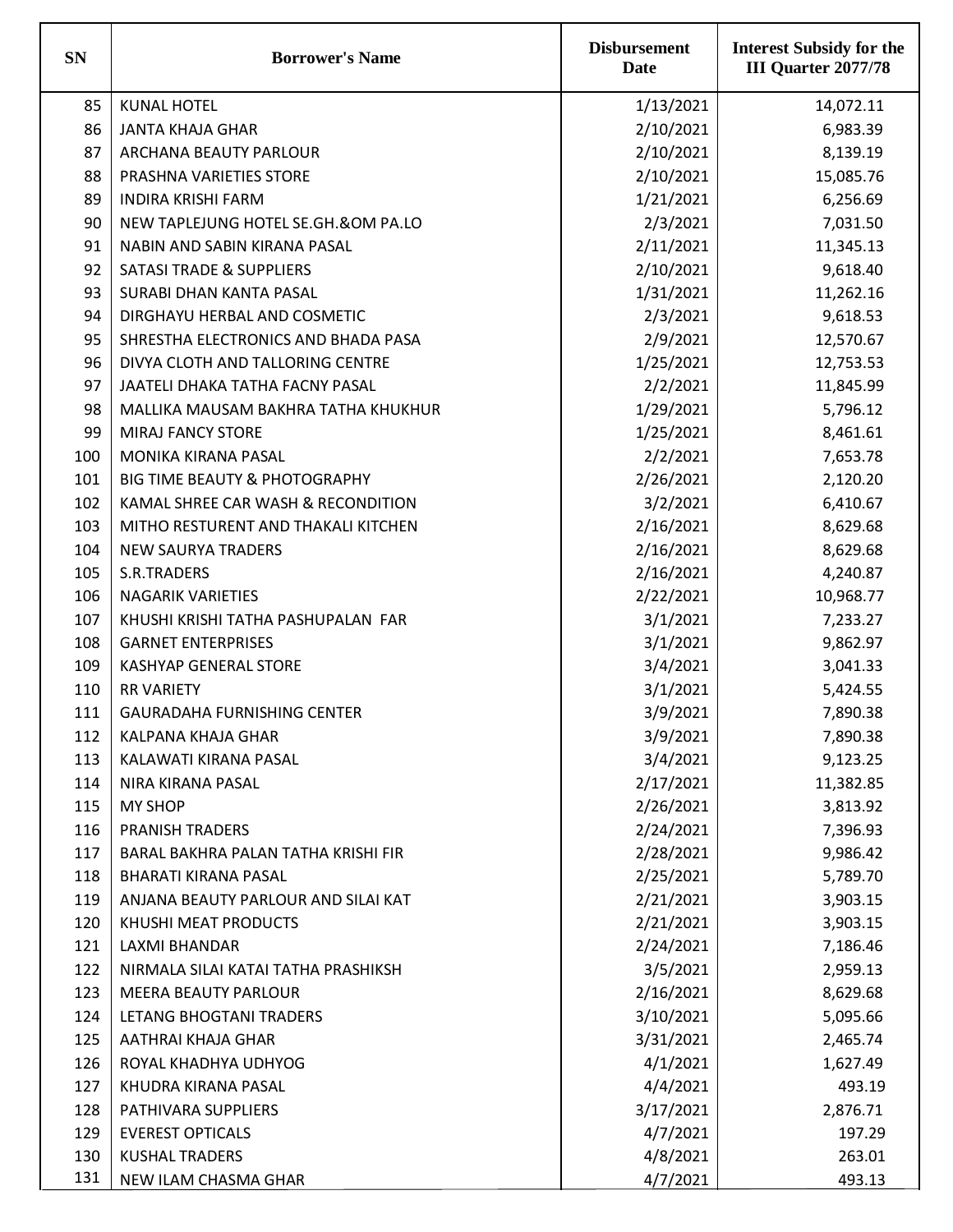| SN | Borrower's Name | Disbursement Date | Interest Subsidy for the III Quarter 2077/78 |
|---|---|---|---|
| 85 | KUNAL HOTEL | 1/13/2021 | 14,072.11 |
| 86 | JANTA KHAJA GHAR | 2/10/2021 | 6,983.39 |
| 87 | ARCHANA BEAUTY PARLOUR | 2/10/2021 | 8,139.19 |
| 88 | PRASHNA VARIETIES STORE | 2/10/2021 | 15,085.76 |
| 89 | INDIRA KRISHI FARM | 1/21/2021 | 6,256.69 |
| 90 | NEW TAPLEJUNG HOTEL SE.GH.&OM PA.LO | 2/3/2021 | 7,031.50 |
| 91 | NABIN AND SABIN KIRANA PASAL | 2/11/2021 | 11,345.13 |
| 92 | SATASI TRADE & SUPPLIERS | 2/10/2021 | 9,618.40 |
| 93 | SURABI DHAN KANTA PASAL | 1/31/2021 | 11,262.16 |
| 94 | DIRGHAYU HERBAL AND COSMETIC | 2/3/2021 | 9,618.53 |
| 95 | SHRESTHA ELECTRONICS AND BHADA PASA | 2/9/2021 | 12,570.67 |
| 96 | DIVYA CLOTH AND TALLORING CENTRE | 1/25/2021 | 12,753.53 |
| 97 | JAATELI DHAKA TATHA FACNY PASAL | 2/2/2021 | 11,845.99 |
| 98 | MALLIKA MAUSAM BAKHRA TATHA KHUKHUR | 1/29/2021 | 5,796.12 |
| 99 | MIRAJ FANCY STORE | 1/25/2021 | 8,461.61 |
| 100 | MONIKA KIRANA PASAL | 2/2/2021 | 7,653.78 |
| 101 | BIG TIME BEAUTY & PHOTOGRAPHY | 2/26/2021 | 2,120.20 |
| 102 | KAMAL SHREE CAR WASH & RECONDITION | 3/2/2021 | 6,410.67 |
| 103 | MITHO RESTURENT AND THAKALI KITCHEN | 2/16/2021 | 8,629.68 |
| 104 | NEW SAURYA TRADERS | 2/16/2021 | 8,629.68 |
| 105 | S.R.TRADERS | 2/16/2021 | 4,240.87 |
| 106 | NAGARIK VARIETIES | 2/22/2021 | 10,968.77 |
| 107 | KHUSHI KRISHI TATHA PASHUPALAN FAR | 3/1/2021 | 7,233.27 |
| 108 | GARNET ENTERPRISES | 3/1/2021 | 9,862.97 |
| 109 | KASHYAP GENERAL STORE | 3/4/2021 | 3,041.33 |
| 110 | RR VARIETY | 3/1/2021 | 5,424.55 |
| 111 | GAURADAHA FURNISHING CENTER | 3/9/2021 | 7,890.38 |
| 112 | KALPANA KHAJA GHAR | 3/9/2021 | 7,890.38 |
| 113 | KALAWATI KIRANA PASAL | 3/4/2021 | 9,123.25 |
| 114 | NIRA KIRANA PASAL | 2/17/2021 | 11,382.85 |
| 115 | MY SHOP | 2/26/2021 | 3,813.92 |
| 116 | PRANISH TRADERS | 2/24/2021 | 7,396.93 |
| 117 | BARAL BAKHRA PALAN TATHA KRISHI FIR | 2/28/2021 | 9,986.42 |
| 118 | BHARATI KIRANA PASAL | 2/25/2021 | 5,789.70 |
| 119 | ANJANA BEAUTY PARLOUR AND SILAI KAT | 2/21/2021 | 3,903.15 |
| 120 | KHUSHI MEAT PRODUCTS | 2/21/2021 | 3,903.15 |
| 121 | LAXMI BHANDAR | 2/24/2021 | 7,186.46 |
| 122 | NIRMALA SILAI KATAI TATHA PRASHIKSH | 3/5/2021 | 2,959.13 |
| 123 | MEERA BEAUTY PARLOUR | 2/16/2021 | 8,629.68 |
| 124 | LETANG BHOGTANI TRADERS | 3/10/2021 | 5,095.66 |
| 125 | AATHRAI KHAJA GHAR | 3/31/2021 | 2,465.74 |
| 126 | ROYAL KHADHYA UDHYOG | 4/1/2021 | 1,627.49 |
| 127 | KHUDRA KIRANA PASAL | 4/4/2021 | 493.19 |
| 128 | PATHIVARA SUPPLIERS | 3/17/2021 | 2,876.71 |
| 129 | EVEREST OPTICALS | 4/7/2021 | 197.29 |
| 130 | KUSHAL TRADERS | 4/8/2021 | 263.01 |
| 131 | NEW ILAM CHASMA GHAR | 4/7/2021 | 493.13 |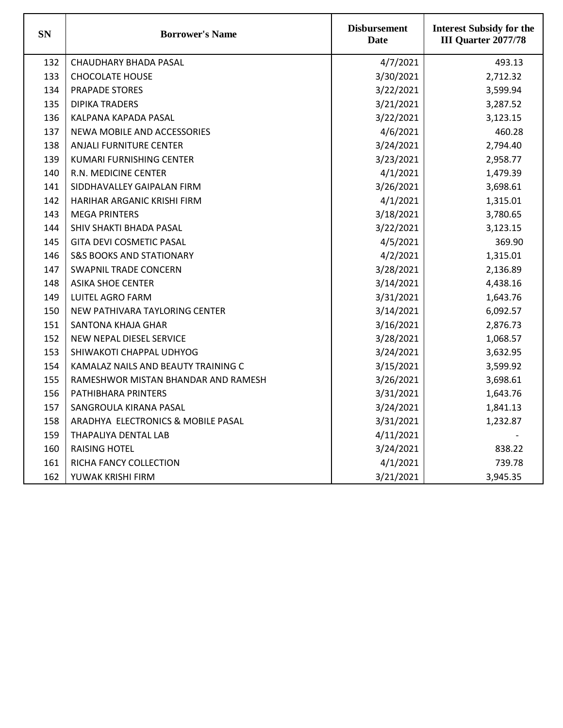| SN | Borrower's Name | Disbursement Date | Interest Subsidy for the III Quarter 2077/78 |
|---|---|---|---|
| 132 | CHAUDHARY BHADA PASAL | 4/7/2021 | 493.13 |
| 133 | CHOCOLATE HOUSE | 3/30/2021 | 2,712.32 |
| 134 | PRAPADE STORES | 3/22/2021 | 3,599.94 |
| 135 | DIPIKA TRADERS | 3/21/2021 | 3,287.52 |
| 136 | KALPANA KAPADA PASAL | 3/22/2021 | 3,123.15 |
| 137 | NEWA MOBILE AND ACCESSORIES | 4/6/2021 | 460.28 |
| 138 | ANJALI FURNITURE CENTER | 3/24/2021 | 2,794.40 |
| 139 | KUMARI FURNISHING CENTER | 3/23/2021 | 2,958.77 |
| 140 | R.N. MEDICINE CENTER | 4/1/2021 | 1,479.39 |
| 141 | SIDDHAVALLEY GAIPALAN FIRM | 3/26/2021 | 3,698.61 |
| 142 | HARIHAR ARGANIC KRISHI FIRM | 4/1/2021 | 1,315.01 |
| 143 | MEGA PRINTERS | 3/18/2021 | 3,780.65 |
| 144 | SHIV SHAKTI BHADA PASAL | 3/22/2021 | 3,123.15 |
| 145 | GITA DEVI COSMETIC PASAL | 4/5/2021 | 369.90 |
| 146 | S&S BOOKS AND STATIONARY | 4/2/2021 | 1,315.01 |
| 147 | SWAPNIL TRADE CONCERN | 3/28/2021 | 2,136.89 |
| 148 | ASIKA SHOE CENTER | 3/14/2021 | 4,438.16 |
| 149 | LUITEL AGRO FARM | 3/31/2021 | 1,643.76 |
| 150 | NEW PATHIVARA TAYLORING CENTER | 3/14/2021 | 6,092.57 |
| 151 | SANTONA KHAJA GHAR | 3/16/2021 | 2,876.73 |
| 152 | NEW NEPAL DIESEL SERVICE | 3/28/2021 | 1,068.57 |
| 153 | SHIWAKOTI CHAPPAL UDHYOG | 3/24/2021 | 3,632.95 |
| 154 | KAMALAZ NAILS AND BEAUTY TRAINING C | 3/15/2021 | 3,599.92 |
| 155 | RAMESHWOR MISTAN BHANDAR AND RAMESH | 3/26/2021 | 3,698.61 |
| 156 | PATHIBHARA PRINTERS | 3/31/2021 | 1,643.76 |
| 157 | SANGROULA KIRANA PASAL | 3/24/2021 | 1,841.13 |
| 158 | ARADHYA ELECTRONICS & MOBILE PASAL | 3/31/2021 | 1,232.87 |
| 159 | THAPALIYA DENTAL LAB | 4/11/2021 | - |
| 160 | RAISING HOTEL | 3/24/2021 | 838.22 |
| 161 | RICHA FANCY COLLECTION | 4/1/2021 | 739.78 |
| 162 | YUWAK KRISHI FIRM | 3/21/2021 | 3,945.35 |